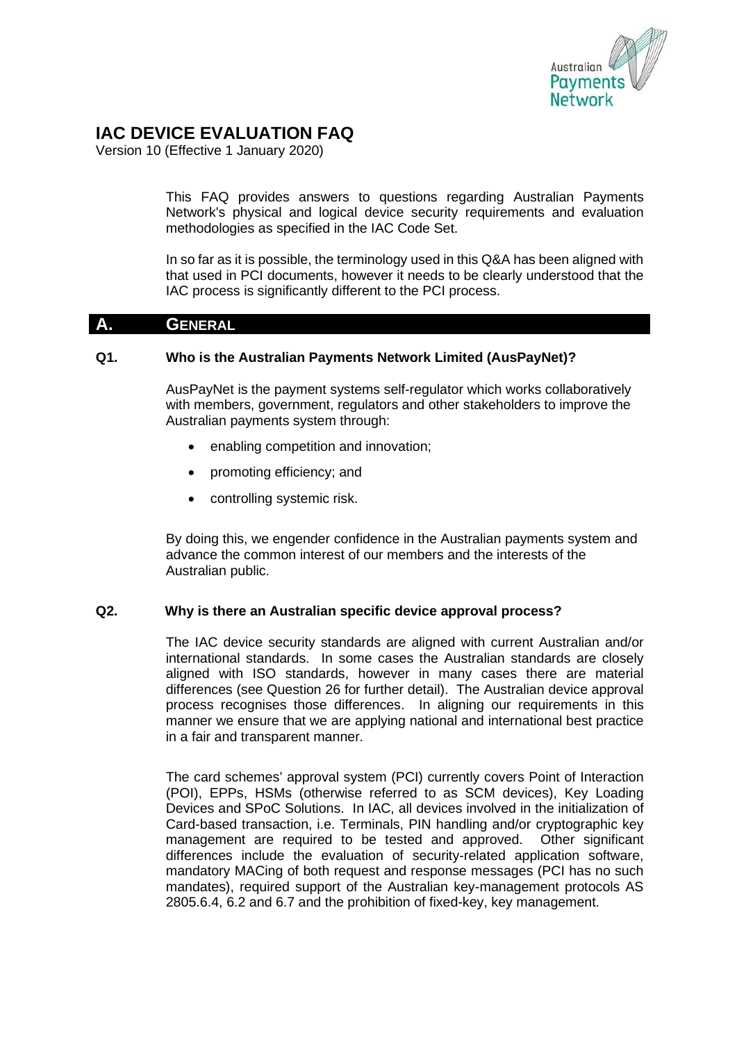# IAC DEVICE EVALUATION FAQ

Version 10 (Effective 1 January 2020)

This FAQ provides answers to questions regarding Australian Payments Network's physical and logical device security requirements and evaluation methodologies as specified in the IAC Code Set.

In so far as it is possible, the terminology used in this Q&A has been aligned with that used in PCI documents, however it needs to be clearly understood that the IAC process is significantly different to the PCI process.

## A. GENERAL

### Q1. Who is the Australian Payments Network Limited (AusPayNet)?

AusPayNet is the payment systems self-regulator which works collaboratively with members, government, regulators and other stakeholders to improve the Australian payments system through:

- enabling competition and innovation;
- promoting efficiency; and
- controlling systemic risk.

By doing this, we engender confidence in the Australian payments system and advance the common interest of our members and the interests of the Australian public.

### Q2. Why is there an Australian specific device approval process?

The IAC device security standards are aligned with current Australian and/or international standards. In some cases the Australian standards are closely aligned with ISO standards, however in many cases there are material differences (see Question 26 for further detail). The Australian device approval process recognises those differences. In aligning our requirements in this manner we ensure that we are applying national and international best practice in a fair and transparent manner.

The card schemes' approval system (PCI) currently covers Point of Interaction (POI), EPPs, HSMs (otherwise referred to as SCM devices), Key Loading Devices and SPoC Solutions. In IAC, all devices involved in the initialization of Card-based transaction, i.e. Terminals, PIN handling and/or cryptographic key management are required to be tested and approved. Other significant differences include the evaluation of security-related application software, mandatory MACing of both request and response messages (PCI has no such mandates), required support of the Australian key-management protocols AS 2805.6.4, 6.2 and 6.7 and the prohibition of fixed-key, key management.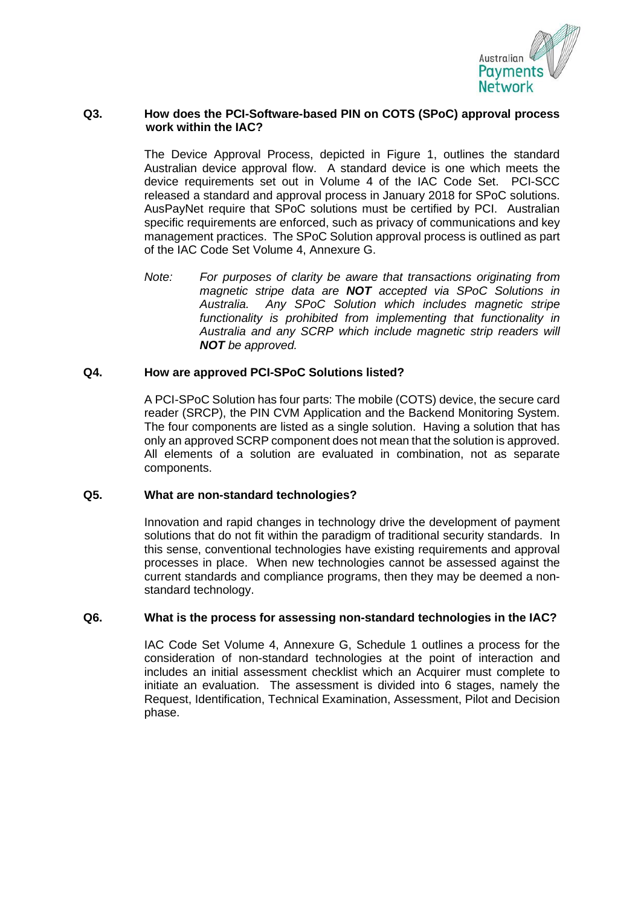### Q3. How does the PCI-Software-based PIN on COTS (SPoC) approval process work within the IAC?

The Device Approval Process, depicted in Figure 1, outlines the standard Australian device approval flow. A standard device is one which meets the device requirements set out in Volume 4 of the IAC Code Set. PCI-SCC released a standard and approval process in January 2018 for SPoC solutions. AusPayNet require that SPoC solutions must be certified by PCI. Australian specific requirements are enforced, such as privacy of communications and key management practices. The SPoC Solution approval process is outlined as part of the IAC Code Set Volume 4, Annexure G.

*Note: For purposes of clarity be aware that transactions originating from magnetic stripe data are **NOT** accepted via SPoC Solutions in Australia. Any SPoC Solution which includes magnetic stripe functionality is prohibited from implementing that functionality in Australia and any SCRP which include magnetic strip readers will **NOT** be approved.*

### Q4. How are approved PCI-SPoC Solutions listed?

A PCI-SPoC Solution has four parts: The mobile (COTS) device, the secure card reader (SRCP), the PIN CVM Application and the Backend Monitoring System. The four components are listed as a single solution. Having a solution that has only an approved SCRP component does not mean that the solution is approved. All elements of a solution are evaluated in combination, not as separate components.

### Q5. What are non-standard technologies?

Innovation and rapid changes in technology drive the development of payment solutions that do not fit within the paradigm of traditional security standards. In this sense, conventional technologies have existing requirements and approval processes in place. When new technologies cannot be assessed against the current standards and compliance programs, then they may be deemed a non-standard technology.

### Q6. What is the process for assessing non-standard technologies in the IAC?

IAC Code Set Volume 4, Annexure G, Schedule 1 outlines a process for the consideration of non-standard technologies at the point of interaction and includes an initial assessment checklist which an Acquirer must complete to initiate an evaluation. The assessment is divided into 6 stages, namely the Request, Identification, Technical Examination, Assessment, Pilot and Decision phase.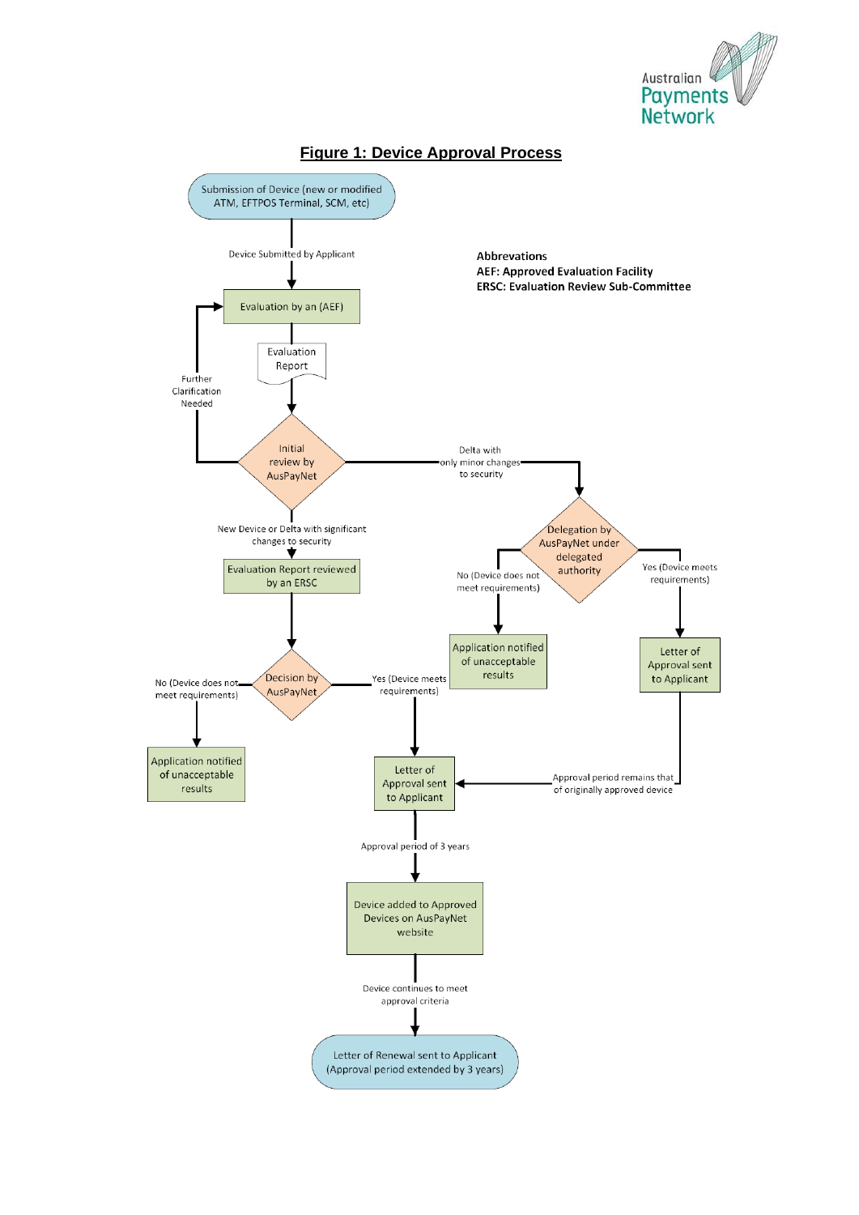# Figure 1: Device Approval Process

**Abbrevations**
**AEF: Approved Evaluation Facility**
**ERSC: Evaluation Review Sub-Committee**

- Submission of Device (new or modified ATM, EFTPOS Terminal, SCM, etc)
- Device Submitted by Applicant → Evaluation by an (AEF)
- Evaluation Report
- Initial review by AusPayNet
  - Further Clarification Needed → Evaluation by an (AEF)
  - New Device or Delta with significant changes to security → Evaluation Report reviewed by an ERSC → Decision by AusPayNet
    - No (Device does not meet requirements) → Application notified of unacceptable results
    - Yes (Device meets requirements) → Letter of Approval sent to Applicant
  - Delta with only minor changes to security → Delegation by AusPayNet under delegated authority
    - No (Device does not meet requirements) → Application notified of unacceptable results
    - Yes (Device meets requirements) → Letter of Approval sent to Applicant → Approval period remains that of originally approved device → Letter of Approval sent to Applicant
- Letter of Approval sent to Applicant → Approval period of 3 years → Device added to Approved Devices on AusPayNet website
- Device continues to meet approval criteria → Letter of Renewal sent to Applicant (Approval period extended by 3 years)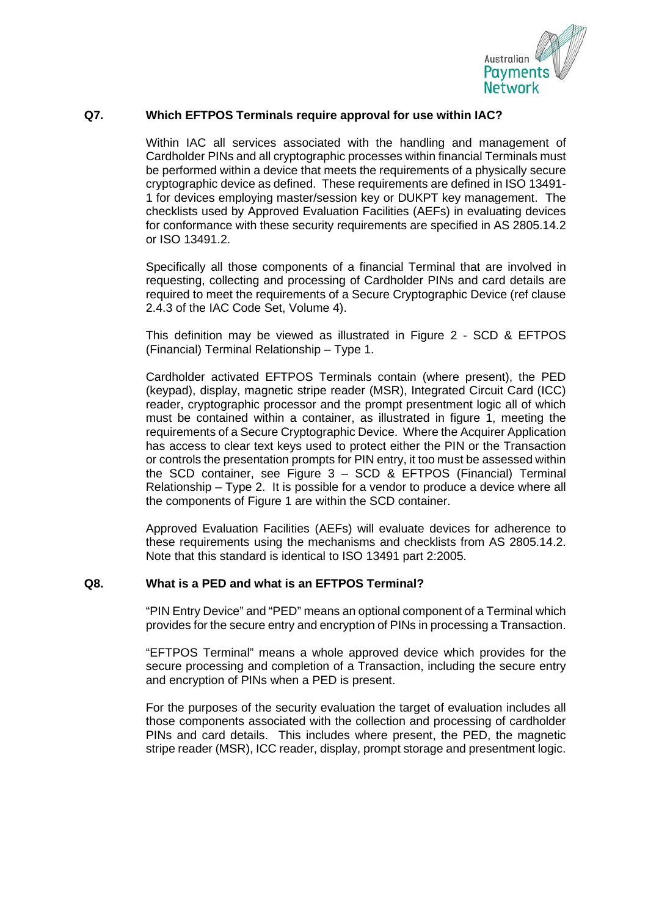### Q7. Which EFTPOS Terminals require approval for use within IAC?

Within IAC all services associated with the handling and management of Cardholder PINs and all cryptographic processes within financial Terminals must be performed within a device that meets the requirements of a physically secure cryptographic device as defined. These requirements are defined in ISO 13491-1 for devices employing master/session key or DUKPT key management. The checklists used by Approved Evaluation Facilities (AEFs) in evaluating devices for conformance with these security requirements are specified in AS 2805.14.2 or ISO 13491.2.

Specifically all those components of a financial Terminal that are involved in requesting, collecting and processing of Cardholder PINs and card details are required to meet the requirements of a Secure Cryptographic Device (ref clause 2.4.3 of the IAC Code Set, Volume 4).

This definition may be viewed as illustrated in Figure 2 - SCD & EFTPOS (Financial) Terminal Relationship – Type 1.

Cardholder activated EFTPOS Terminals contain (where present), the PED (keypad), display, magnetic stripe reader (MSR), Integrated Circuit Card (ICC) reader, cryptographic processor and the prompt presentment logic all of which must be contained within a container, as illustrated in figure 1, meeting the requirements of a Secure Cryptographic Device. Where the Acquirer Application has access to clear text keys used to protect either the PIN or the Transaction or controls the presentation prompts for PIN entry, it too must be assessed within the SCD container, see Figure 3 – SCD & EFTPOS (Financial) Terminal Relationship – Type 2. It is possible for a vendor to produce a device where all the components of Figure 1 are within the SCD container.

Approved Evaluation Facilities (AEFs) will evaluate devices for adherence to these requirements using the mechanisms and checklists from AS 2805.14.2. Note that this standard is identical to ISO 13491 part 2:2005.

### Q8. What is a PED and what is an EFTPOS Terminal?

"PIN Entry Device" and "PED" means an optional component of a Terminal which provides for the secure entry and encryption of PINs in processing a Transaction.

"EFTPOS Terminal" means a whole approved device which provides for the secure processing and completion of a Transaction, including the secure entry and encryption of PINs when a PED is present.

For the purposes of the security evaluation the target of evaluation includes all those components associated with the collection and processing of cardholder PINs and card details. This includes where present, the PED, the magnetic stripe reader (MSR), ICC reader, display, prompt storage and presentment logic.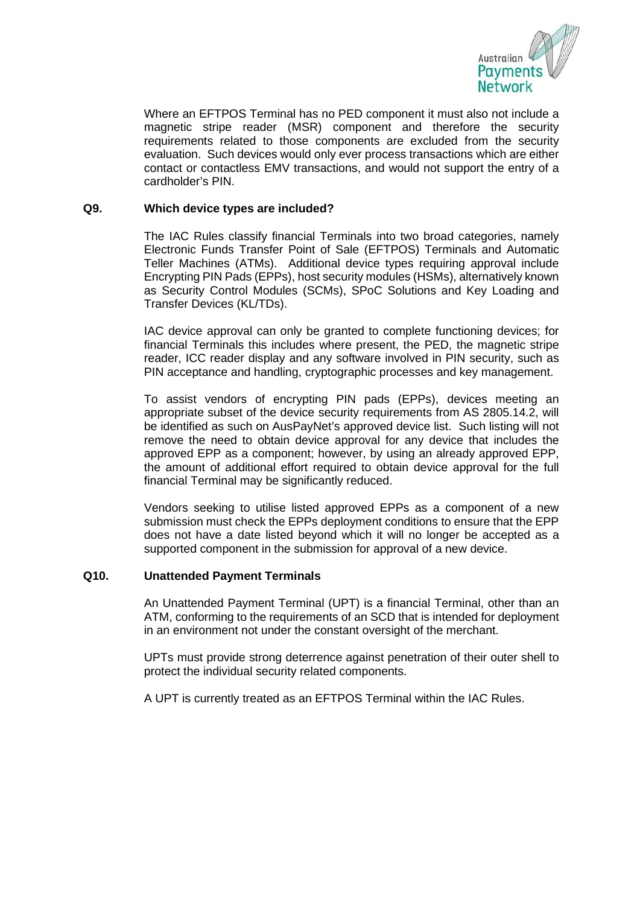Where an EFTPOS Terminal has no PED component it must also not include a magnetic stripe reader (MSR) component and therefore the security requirements related to those components are excluded from the security evaluation. Such devices would only ever process transactions which are either contact or contactless EMV transactions, and would not support the entry of a cardholder's PIN.

### Q9. Which device types are included?

The IAC Rules classify financial Terminals into two broad categories, namely Electronic Funds Transfer Point of Sale (EFTPOS) Terminals and Automatic Teller Machines (ATMs). Additional device types requiring approval include Encrypting PIN Pads (EPPs), host security modules (HSMs), alternatively known as Security Control Modules (SCMs), SPoC Solutions and Key Loading and Transfer Devices (KL/TDs).

IAC device approval can only be granted to complete functioning devices; for financial Terminals this includes where present, the PED, the magnetic stripe reader, ICC reader display and any software involved in PIN security, such as PIN acceptance and handling, cryptographic processes and key management.

To assist vendors of encrypting PIN pads (EPPs), devices meeting an appropriate subset of the device security requirements from AS 2805.14.2, will be identified as such on AusPayNet's approved device list. Such listing will not remove the need to obtain device approval for any device that includes the approved EPP as a component; however, by using an already approved EPP, the amount of additional effort required to obtain device approval for the full financial Terminal may be significantly reduced.

Vendors seeking to utilise listed approved EPPs as a component of a new submission must check the EPPs deployment conditions to ensure that the EPP does not have a date listed beyond which it will no longer be accepted as a supported component in the submission for approval of a new device.

### Q10. Unattended Payment Terminals

An Unattended Payment Terminal (UPT) is a financial Terminal, other than an ATM, conforming to the requirements of an SCD that is intended for deployment in an environment not under the constant oversight of the merchant.

UPTs must provide strong deterrence against penetration of their outer shell to protect the individual security related components.

A UPT is currently treated as an EFTPOS Terminal within the IAC Rules.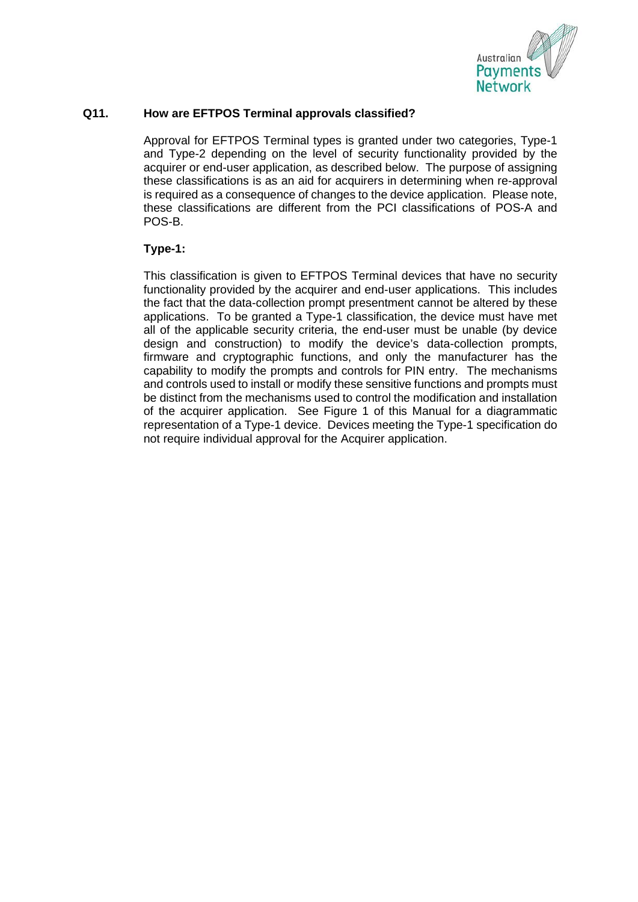**Q11. How are EFTPOS Terminal approvals classified?**

Approval for EFTPOS Terminal types is granted under two categories, Type-1 and Type-2 depending on the level of security functionality provided by the acquirer or end-user application, as described below. The purpose of assigning these classifications is as an aid for acquirers in determining when re-approval is required as a consequence of changes to the device application. Please note, these classifications are different from the PCI classifications of POS-A and POS-B.

**Type-1:**

This classification is given to EFTPOS Terminal devices that have no security functionality provided by the acquirer and end-user applications. This includes the fact that the data-collection prompt presentment cannot be altered by these applications. To be granted a Type-1 classification, the device must have met all of the applicable security criteria, the end-user must be unable (by device design and construction) to modify the device's data-collection prompts, firmware and cryptographic functions, and only the manufacturer has the capability to modify the prompts and controls for PIN entry. The mechanisms and controls used to install or modify these sensitive functions and prompts must be distinct from the mechanisms used to control the modification and installation of the acquirer application. See Figure 1 of this Manual for a diagrammatic representation of a Type-1 device. Devices meeting the Type-1 specification do not require individual approval for the Acquirer application.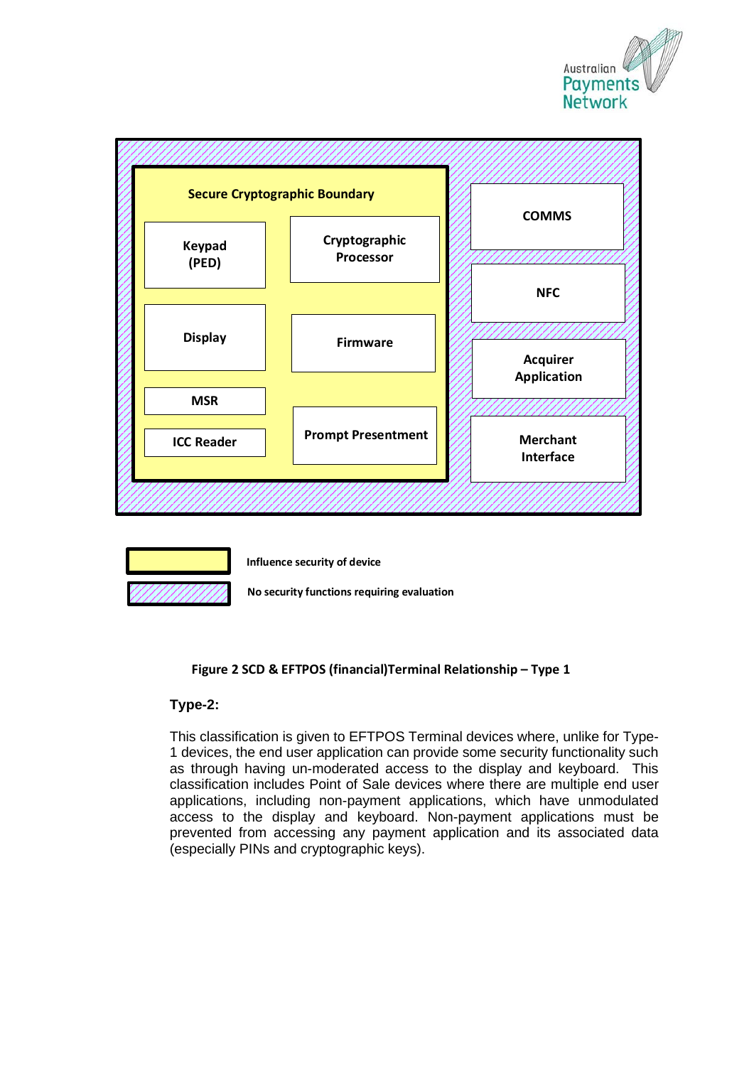Secure Cryptographic Boundary

Keypad (PED)

Cryptographic Processor

Display

Firmware

MSR

ICC Reader

Prompt Presentment

COMMS

NFC

Acquirer Application

Merchant Interface

Influence security of device

No security functions requiring evaluation

**Figure 2 SCD & EFTPOS (financial)Terminal Relationship – Type 1**

### Type-2:

This classification is given to EFTPOS Terminal devices where, unlike for Type-1 devices, the end user application can provide some security functionality such as through having un-moderated access to the display and keyboard. This classification includes Point of Sale devices where there are multiple end user applications, including non-payment applications, which have unmodulated access to the display and keyboard. Non-payment applications must be prevented from accessing any payment application and its associated data (especially PINs and cryptographic keys).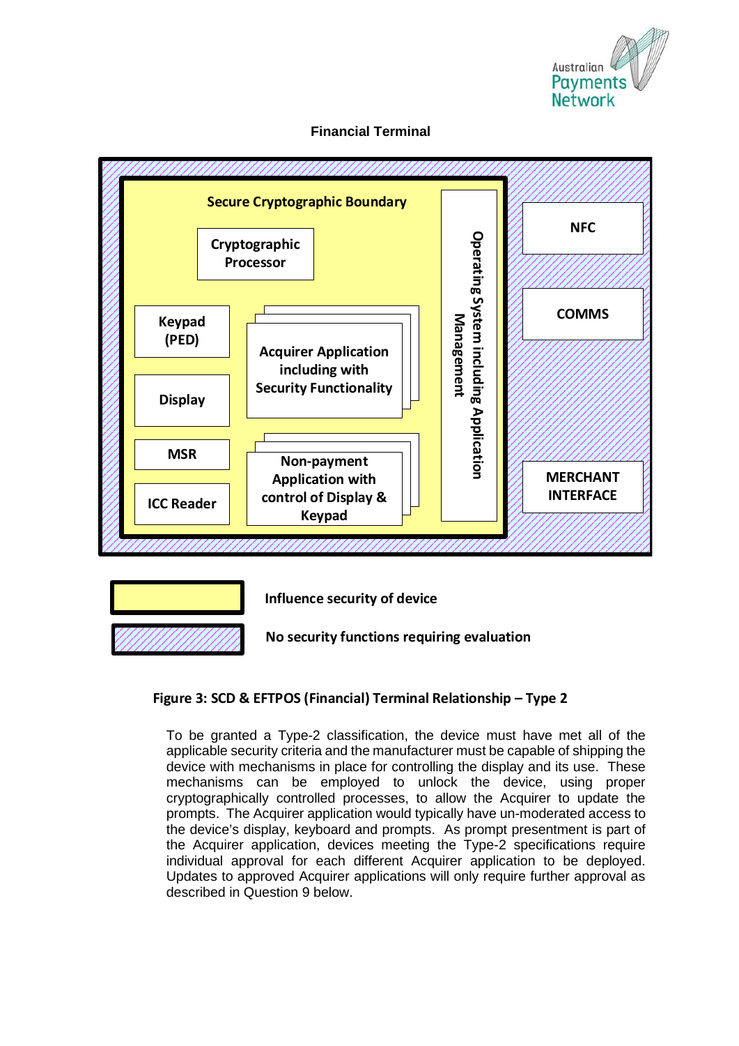**Financial Terminal**

Secure Cryptographic Boundary

Cryptographic Processor

Keypad (PED)

Display

MSR

ICC Reader

Acquirer Application including with Security Functionality

Non-payment Application with control of Display & Keypad

Operating System including Application Management

NFC

COMMS

MERCHANT INTERFACE

Influence security of device

No security functions requiring evaluation

**Figure 3: SCD & EFTPOS (Financial) Terminal Relationship – Type 2**

To be granted a Type-2 classification, the device must have met all of the applicable security criteria and the manufacturer must be capable of shipping the device with mechanisms in place for controlling the display and its use. These mechanisms can be employed to unlock the device, using proper cryptographically controlled processes, to allow the Acquirer to update the prompts. The Acquirer application would typically have un-moderated access to the device's display, keyboard and prompts. As prompt presentment is part of the Acquirer application, devices meeting the Type-2 specifications require individual approval for each different Acquirer application to be deployed. Updates to approved Acquirer applications will only require further approval as described in Question 9 below.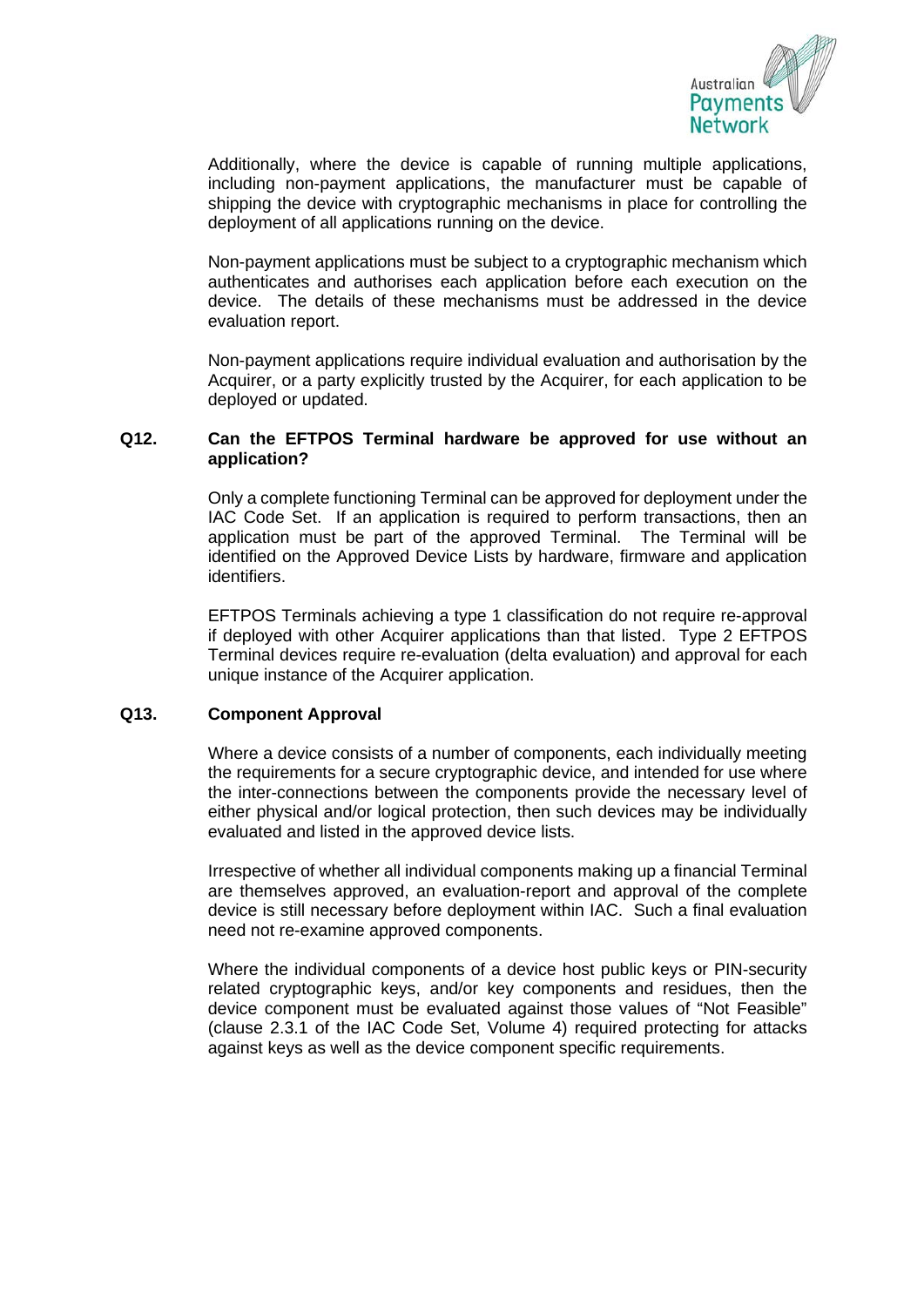Additionally, where the device is capable of running multiple applications, including non-payment applications, the manufacturer must be capable of shipping the device with cryptographic mechanisms in place for controlling the deployment of all applications running on the device.

Non-payment applications must be subject to a cryptographic mechanism which authenticates and authorises each application before each execution on the device. The details of these mechanisms must be addressed in the device evaluation report.

Non-payment applications require individual evaluation and authorisation by the Acquirer, or a party explicitly trusted by the Acquirer, for each application to be deployed or updated.

### Q12. Can the EFTPOS Terminal hardware be approved for use without an application?

Only a complete functioning Terminal can be approved for deployment under the IAC Code Set. If an application is required to perform transactions, then an application must be part of the approved Terminal. The Terminal will be identified on the Approved Device Lists by hardware, firmware and application identifiers.

EFTPOS Terminals achieving a type 1 classification do not require re-approval if deployed with other Acquirer applications than that listed. Type 2 EFTPOS Terminal devices require re-evaluation (delta evaluation) and approval for each unique instance of the Acquirer application.

### Q13. Component Approval

Where a device consists of a number of components, each individually meeting the requirements for a secure cryptographic device, and intended for use where the inter-connections between the components provide the necessary level of either physical and/or logical protection, then such devices may be individually evaluated and listed in the approved device lists.

Irrespective of whether all individual components making up a financial Terminal are themselves approved, an evaluation-report and approval of the complete device is still necessary before deployment within IAC. Such a final evaluation need not re-examine approved components.

Where the individual components of a device host public keys or PIN-security related cryptographic keys, and/or key components and residues, then the device component must be evaluated against those values of "Not Feasible" (clause 2.3.1 of the IAC Code Set, Volume 4) required protecting for attacks against keys as well as the device component specific requirements.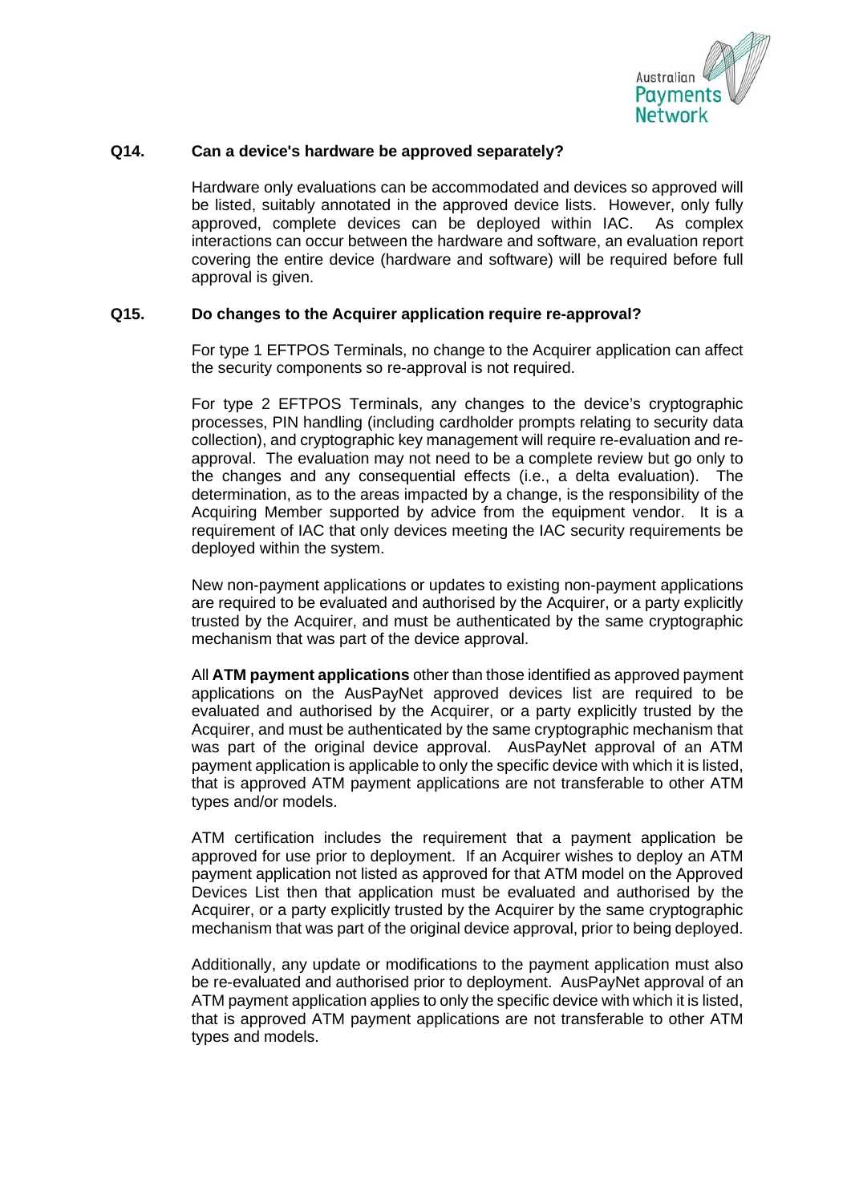**Q14. Can a device's hardware be approved separately?**

Hardware only evaluations can be accommodated and devices so approved will be listed, suitably annotated in the approved device lists. However, only fully approved, complete devices can be deployed within IAC. As complex interactions can occur between the hardware and software, an evaluation report covering the entire device (hardware and software) will be required before full approval is given.

**Q15. Do changes to the Acquirer application require re-approval?**

For type 1 EFTPOS Terminals, no change to the Acquirer application can affect the security components so re-approval is not required.

For type 2 EFTPOS Terminals, any changes to the device's cryptographic processes, PIN handling (including cardholder prompts relating to security data collection), and cryptographic key management will require re-evaluation and re-approval. The evaluation may not need to be a complete review but go only to the changes and any consequential effects (i.e., a delta evaluation). The determination, as to the areas impacted by a change, is the responsibility of the Acquiring Member supported by advice from the equipment vendor. It is a requirement of IAC that only devices meeting the IAC security requirements be deployed within the system.

New non-payment applications or updates to existing non-payment applications are required to be evaluated and authorised by the Acquirer, or a party explicitly trusted by the Acquirer, and must be authenticated by the same cryptographic mechanism that was part of the device approval.

All **ATM payment applications** other than those identified as approved payment applications on the AusPayNet approved devices list are required to be evaluated and authorised by the Acquirer, or a party explicitly trusted by the Acquirer, and must be authenticated by the same cryptographic mechanism that was part of the original device approval. AusPayNet approval of an ATM payment application is applicable to only the specific device with which it is listed, that is approved ATM payment applications are not transferable to other ATM types and/or models.

ATM certification includes the requirement that a payment application be approved for use prior to deployment. If an Acquirer wishes to deploy an ATM payment application not listed as approved for that ATM model on the Approved Devices List then that application must be evaluated and authorised by the Acquirer, or a party explicitly trusted by the Acquirer by the same cryptographic mechanism that was part of the original device approval, prior to being deployed.

Additionally, any update or modifications to the payment application must also be re-evaluated and authorised prior to deployment. AusPayNet approval of an ATM payment application applies to only the specific device with which it is listed, that is approved ATM payment applications are not transferable to other ATM types and models.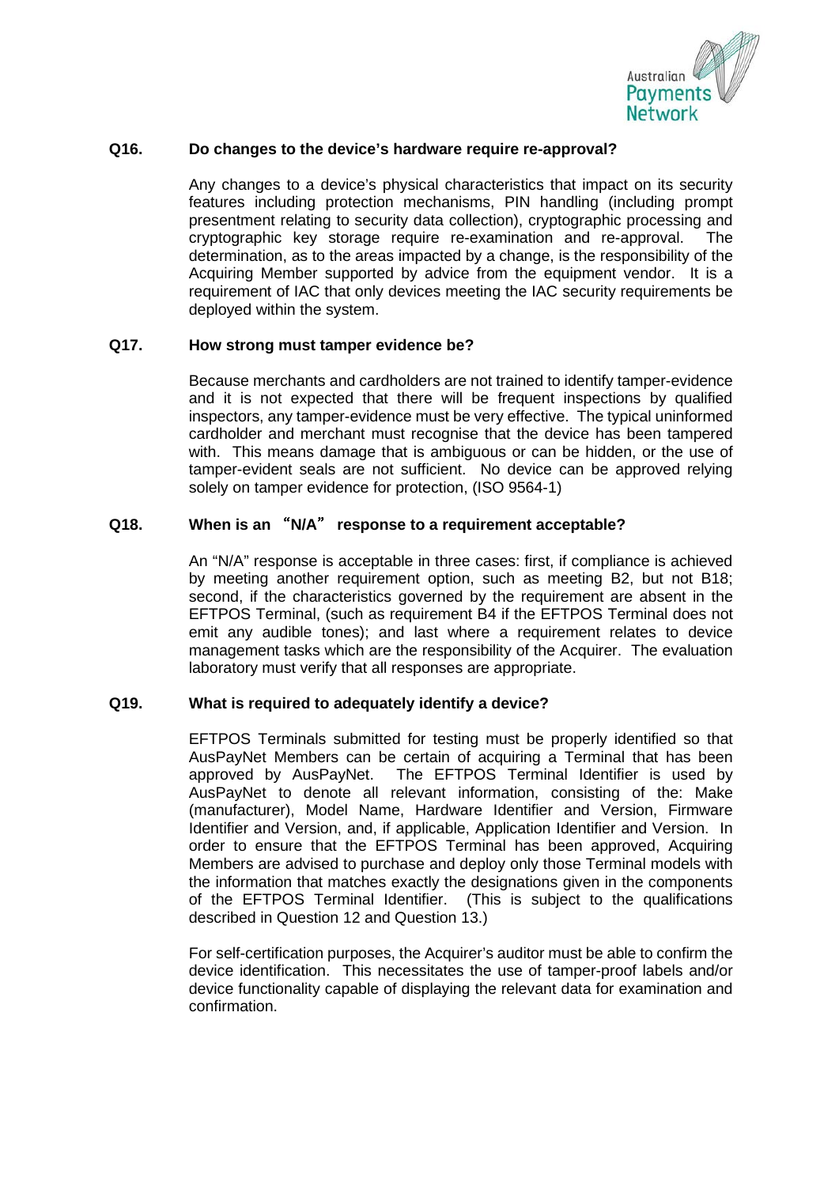### Q16. Do changes to the device's hardware require re-approval?

Any changes to a device's physical characteristics that impact on its security features including protection mechanisms, PIN handling (including prompt presentment relating to security data collection), cryptographic processing and cryptographic key storage require re-examination and re-approval. The determination, as to the areas impacted by a change, is the responsibility of the Acquiring Member supported by advice from the equipment vendor. It is a requirement of IAC that only devices meeting the IAC security requirements be deployed within the system.

### Q17. How strong must tamper evidence be?

Because merchants and cardholders are not trained to identify tamper-evidence and it is not expected that there will be frequent inspections by qualified inspectors, any tamper-evidence must be very effective. The typical uninformed cardholder and merchant must recognise that the device has been tampered with. This means damage that is ambiguous or can be hidden, or the use of tamper-evident seals are not sufficient. No device can be approved relying solely on tamper evidence for protection, (ISO 9564-1)

### Q18. When is an "N/A" response to a requirement acceptable?

An "N/A" response is acceptable in three cases: first, if compliance is achieved by meeting another requirement option, such as meeting B2, but not B18; second, if the characteristics governed by the requirement are absent in the EFTPOS Terminal, (such as requirement B4 if the EFTPOS Terminal does not emit any audible tones); and last where a requirement relates to device management tasks which are the responsibility of the Acquirer. The evaluation laboratory must verify that all responses are appropriate.

### Q19. What is required to adequately identify a device?

EFTPOS Terminals submitted for testing must be properly identified so that AusPayNet Members can be certain of acquiring a Terminal that has been approved by AusPayNet. The EFTPOS Terminal Identifier is used by AusPayNet to denote all relevant information, consisting of the: Make (manufacturer), Model Name, Hardware Identifier and Version, Firmware Identifier and Version, and, if applicable, Application Identifier and Version. In order to ensure that the EFTPOS Terminal has been approved, Acquiring Members are advised to purchase and deploy only those Terminal models with the information that matches exactly the designations given in the components of the EFTPOS Terminal Identifier. (This is subject to the qualifications described in Question 12 and Question 13.)

For self-certification purposes, the Acquirer's auditor must be able to confirm the device identification. This necessitates the use of tamper-proof labels and/or device functionality capable of displaying the relevant data for examination and confirmation.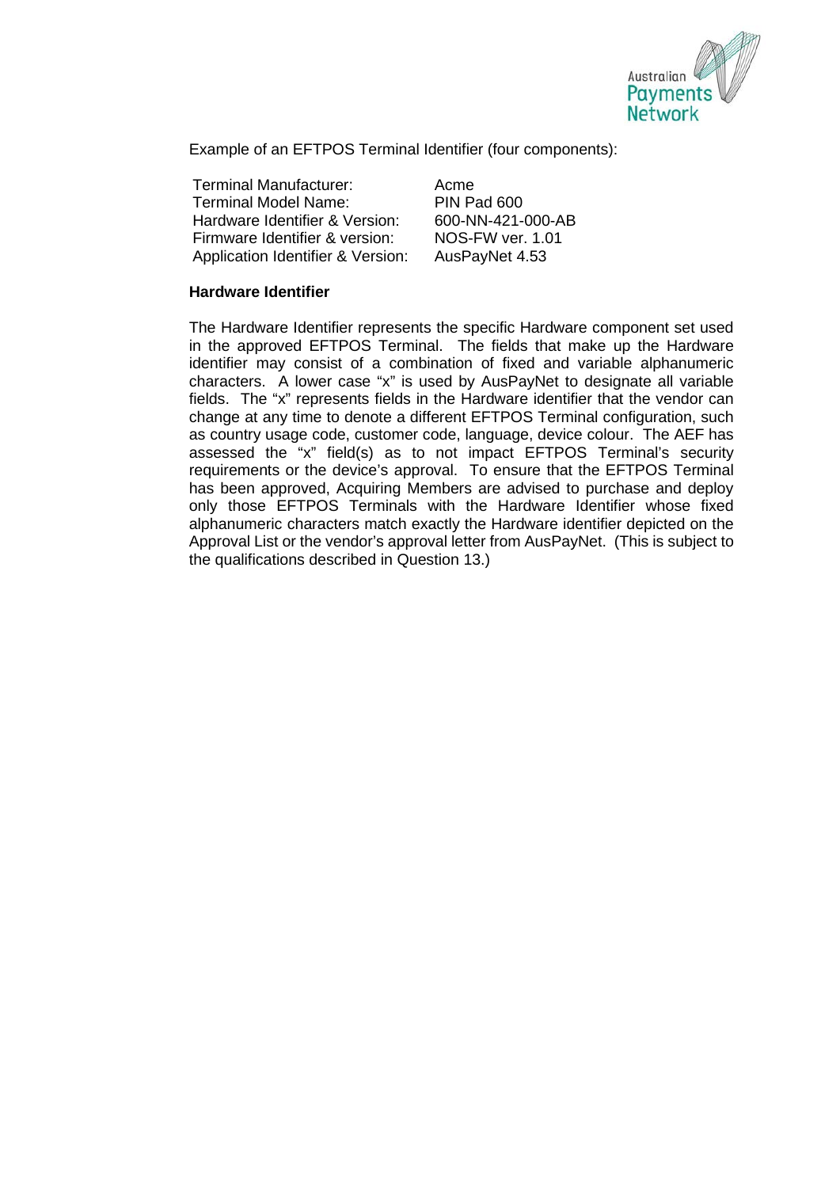Example of an EFTPOS Terminal Identifier (four components):

| | |
|---|---|
| Terminal Manufacturer: | Acme |
| Terminal Model Name: | PIN Pad 600 |
| Hardware Identifier & Version: | 600-NN-421-000-AB |
| Firmware Identifier & version: | NOS-FW ver. 1.01 |
| Application Identifier & Version: | AusPayNet 4.53 |

**Hardware Identifier**

The Hardware Identifier represents the specific Hardware component set used in the approved EFTPOS Terminal. The fields that make up the Hardware identifier may consist of a combination of fixed and variable alphanumeric characters. A lower case "x" is used by AusPayNet to designate all variable fields. The "x" represents fields in the Hardware identifier that the vendor can change at any time to denote a different EFTPOS Terminal configuration, such as country usage code, customer code, language, device colour. The AEF has assessed the "x" field(s) as to not impact EFTPOS Terminal's security requirements or the device's approval. To ensure that the EFTPOS Terminal has been approved, Acquiring Members are advised to purchase and deploy only those EFTPOS Terminals with the Hardware Identifier whose fixed alphanumeric characters match exactly the Hardware identifier depicted on the Approval List or the vendor's approval letter from AusPayNet. (This is subject to the qualifications described in Question 13.)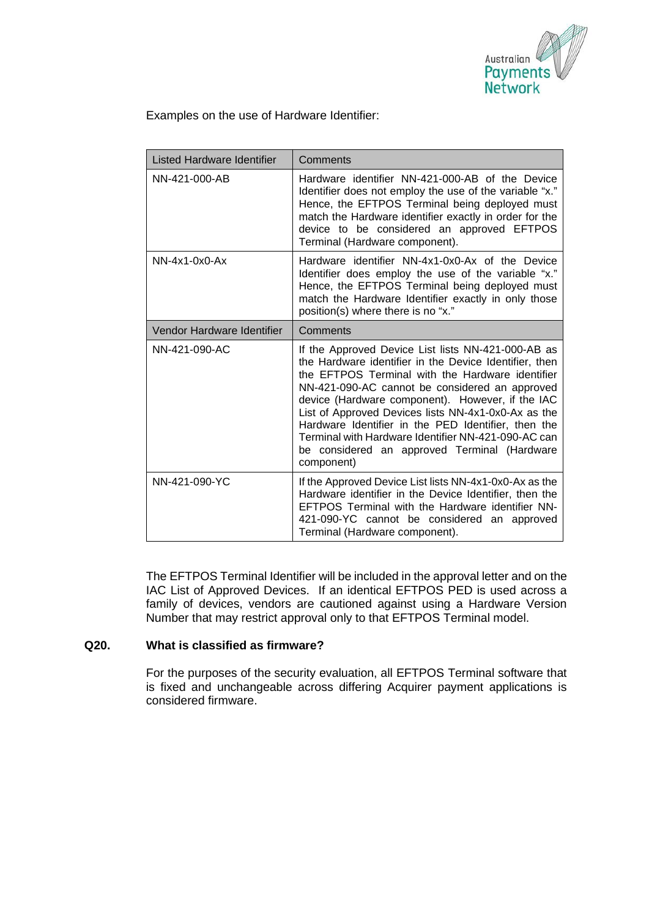Examples on the use of Hardware Identifier:

| Listed Hardware Identifier | Comments |
| --- | --- |
| NN-421-000-AB | Hardware identifier NN-421-000-AB of the Device Identifier does not employ the use of the variable "x." Hence, the EFTPOS Terminal being deployed must match the Hardware identifier exactly in order for the device to be considered an approved EFTPOS Terminal (Hardware component). |
| NN-4x1-0x0-Ax | Hardware identifier NN-4x1-0x0-Ax of the Device Identifier does employ the use of the variable "x." Hence, the EFTPOS Terminal being deployed must match the Hardware Identifier exactly in only those position(s) where there is no "x." |
| **Vendor Hardware Identifier** | **Comments** |
| NN-421-090-AC | If the Approved Device List lists NN-421-000-AB as the Hardware identifier in the Device Identifier, then the EFTPOS Terminal with the Hardware identifier NN-421-090-AC cannot be considered an approved device (Hardware component). However, if the IAC List of Approved Devices lists NN-4x1-0x0-Ax as the Hardware Identifier in the PED Identifier, then the Terminal with Hardware Identifier NN-421-090-AC can be considered an approved Terminal (Hardware component) |
| NN-421-090-YC | If the Approved Device List lists NN-4x1-0x0-Ax as the Hardware identifier in the Device Identifier, then the EFTPOS Terminal with the Hardware identifier NN-421-090-YC cannot be considered an approved Terminal (Hardware component). |

The EFTPOS Terminal Identifier will be included in the approval letter and on the IAC List of Approved Devices. If an identical EFTPOS PED is used across a family of devices, vendors are cautioned against using a Hardware Version Number that may restrict approval only to that EFTPOS Terminal model.

**Q20. What is classified as firmware?**

For the purposes of the security evaluation, all EFTPOS Terminal software that is fixed and unchangeable across differing Acquirer payment applications is considered firmware.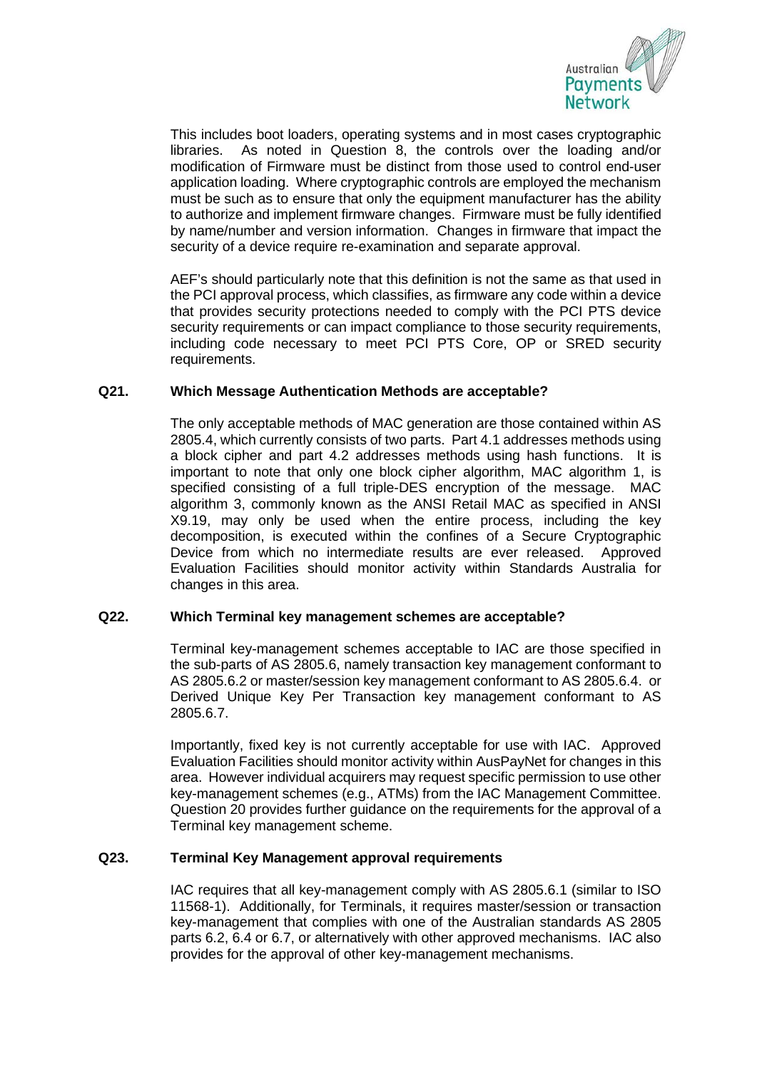This includes boot loaders, operating systems and in most cases cryptographic libraries. As noted in Question 8, the controls over the loading and/or modification of Firmware must be distinct from those used to control end-user application loading. Where cryptographic controls are employed the mechanism must be such as to ensure that only the equipment manufacturer has the ability to authorize and implement firmware changes. Firmware must be fully identified by name/number and version information. Changes in firmware that impact the security of a device require re-examination and separate approval.

AEF's should particularly note that this definition is not the same as that used in the PCI approval process, which classifies, as firmware any code within a device that provides security protections needed to comply with the PCI PTS device security requirements or can impact compliance to those security requirements, including code necessary to meet PCI PTS Core, OP or SRED security requirements.

### Q21. Which Message Authentication Methods are acceptable?

The only acceptable methods of MAC generation are those contained within AS 2805.4, which currently consists of two parts. Part 4.1 addresses methods using a block cipher and part 4.2 addresses methods using hash functions. It is important to note that only one block cipher algorithm, MAC algorithm 1, is specified consisting of a full triple-DES encryption of the message. MAC algorithm 3, commonly known as the ANSI Retail MAC as specified in ANSI X9.19, may only be used when the entire process, including the key decomposition, is executed within the confines of a Secure Cryptographic Device from which no intermediate results are ever released. Approved Evaluation Facilities should monitor activity within Standards Australia for changes in this area.

### Q22. Which Terminal key management schemes are acceptable?

Terminal key-management schemes acceptable to IAC are those specified in the sub-parts of AS 2805.6, namely transaction key management conformant to AS 2805.6.2 or master/session key management conformant to AS 2805.6.4. or Derived Unique Key Per Transaction key management conformant to AS 2805.6.7.

Importantly, fixed key is not currently acceptable for use with IAC. Approved Evaluation Facilities should monitor activity within AusPayNet for changes in this area. However individual acquirers may request specific permission to use other key-management schemes (e.g., ATMs) from the IAC Management Committee. Question 20 provides further guidance on the requirements for the approval of a Terminal key management scheme.

### Q23. Terminal Key Management approval requirements

IAC requires that all key-management comply with AS 2805.6.1 (similar to ISO 11568-1). Additionally, for Terminals, it requires master/session or transaction key-management that complies with one of the Australian standards AS 2805 parts 6.2, 6.4 or 6.7, or alternatively with other approved mechanisms. IAC also provides for the approval of other key-management mechanisms.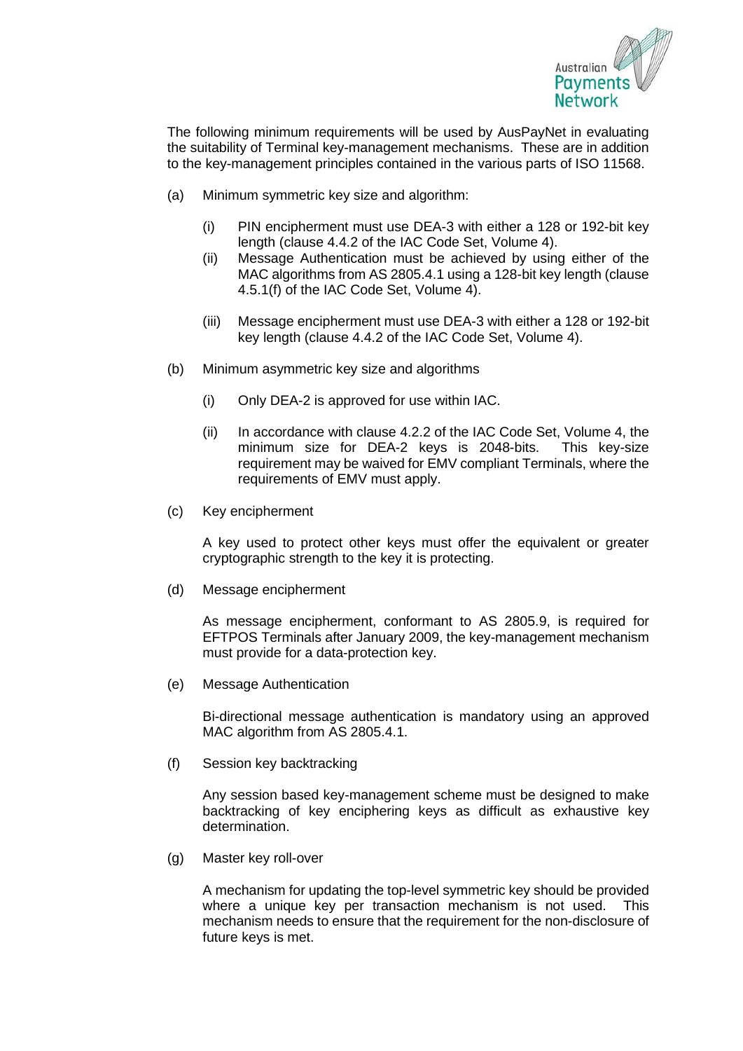The following minimum requirements will be used by AusPayNet in evaluating the suitability of Terminal key-management mechanisms. These are in addition to the key-management principles contained in the various parts of ISO 11568.

(a) Minimum symmetric key size and algorithm:

  (i) PIN encipherment must use DEA-3 with either a 128 or 192-bit key length (clause 4.4.2 of the IAC Code Set, Volume 4).

  (ii) Message Authentication must be achieved by using either of the MAC algorithms from AS 2805.4.1 using a 128-bit key length (clause 4.5.1(f) of the IAC Code Set, Volume 4).

  (iii) Message encipherment must use DEA-3 with either a 128 or 192-bit key length (clause 4.4.2 of the IAC Code Set, Volume 4).

(b) Minimum asymmetric key size and algorithms

  (i) Only DEA-2 is approved for use within IAC.

  (ii) In accordance with clause 4.2.2 of the IAC Code Set, Volume 4, the minimum size for DEA-2 keys is 2048-bits. This key-size requirement may be waived for EMV compliant Terminals, where the requirements of EMV must apply.

(c) Key encipherment

  A key used to protect other keys must offer the equivalent or greater cryptographic strength to the key it is protecting.

(d) Message encipherment

  As message encipherment, conformant to AS 2805.9, is required for EFTPOS Terminals after January 2009, the key-management mechanism must provide for a data-protection key.

(e) Message Authentication

  Bi-directional message authentication is mandatory using an approved MAC algorithm from AS 2805.4.1.

(f) Session key backtracking

  Any session based key-management scheme must be designed to make backtracking of key enciphering keys as difficult as exhaustive key determination.

(g) Master key roll-over

  A mechanism for updating the top-level symmetric key should be provided where a unique key per transaction mechanism is not used. This mechanism needs to ensure that the requirement for the non-disclosure of future keys is met.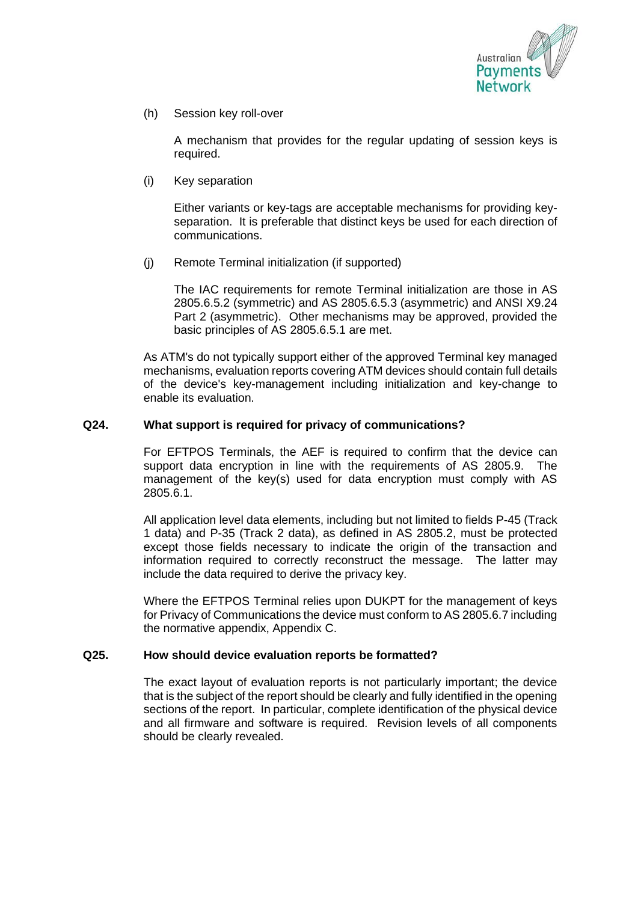(h) Session key roll-over

A mechanism that provides for the regular updating of session keys is required.

(i) Key separation

Either variants or key-tags are acceptable mechanisms for providing key-separation. It is preferable that distinct keys be used for each direction of communications.

(j) Remote Terminal initialization (if supported)

The IAC requirements for remote Terminal initialization are those in AS 2805.6.5.2 (symmetric) and AS 2805.6.5.3 (asymmetric) and ANSI X9.24 Part 2 (asymmetric). Other mechanisms may be approved, provided the basic principles of AS 2805.6.5.1 are met.

As ATM's do not typically support either of the approved Terminal key managed mechanisms, evaluation reports covering ATM devices should contain full details of the device's key-management including initialization and key-change to enable its evaluation.

**Q24. What support is required for privacy of communications?**

For EFTPOS Terminals, the AEF is required to confirm that the device can support data encryption in line with the requirements of AS 2805.9. The management of the key(s) used for data encryption must comply with AS 2805.6.1.

All application level data elements, including but not limited to fields P-45 (Track 1 data) and P-35 (Track 2 data), as defined in AS 2805.2, must be protected except those fields necessary to indicate the origin of the transaction and information required to correctly reconstruct the message. The latter may include the data required to derive the privacy key.

Where the EFTPOS Terminal relies upon DUKPT for the management of keys for Privacy of Communications the device must conform to AS 2805.6.7 including the normative appendix, Appendix C.

**Q25. How should device evaluation reports be formatted?**

The exact layout of evaluation reports is not particularly important; the device that is the subject of the report should be clearly and fully identified in the opening sections of the report. In particular, complete identification of the physical device and all firmware and software is required. Revision levels of all components should be clearly revealed.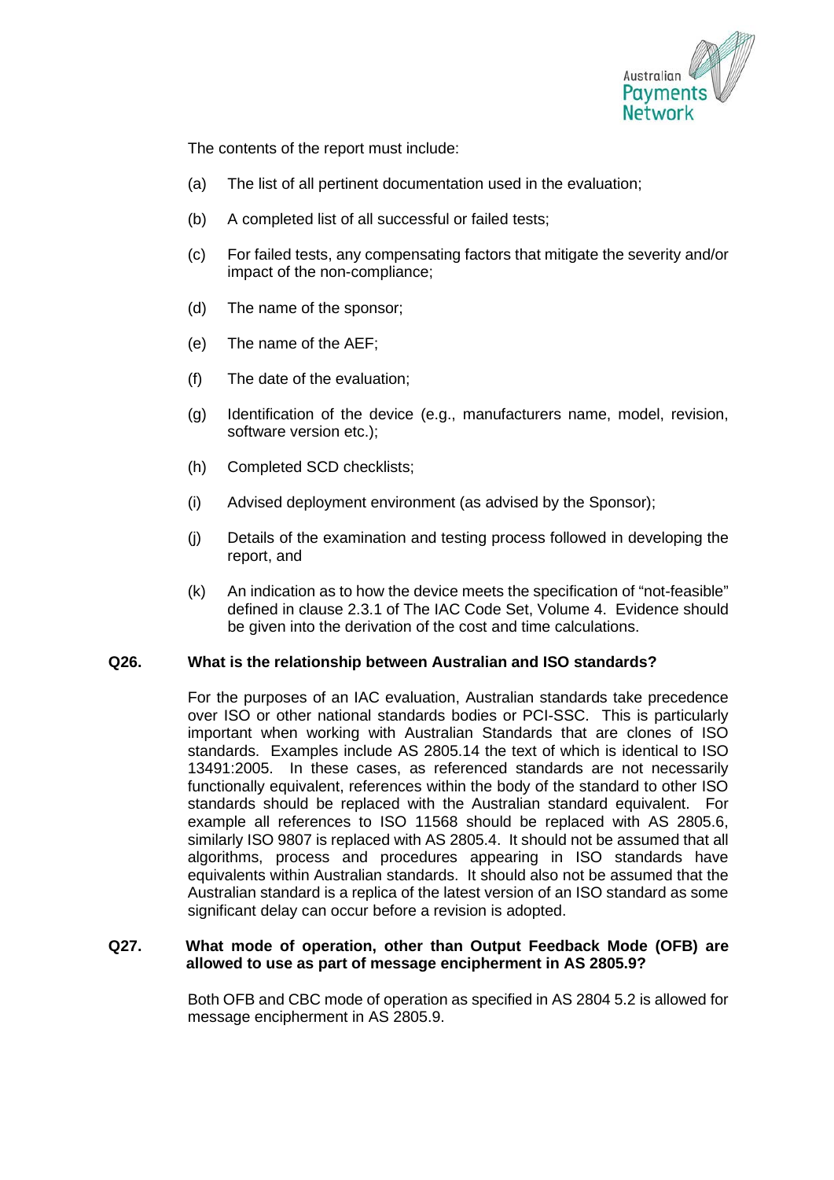The contents of the report must include:

(a) The list of all pertinent documentation used in the evaluation;

(b) A completed list of all successful or failed tests;

(c) For failed tests, any compensating factors that mitigate the severity and/or impact of the non-compliance;

(d) The name of the sponsor;

(e) The name of the AEF;

(f) The date of the evaluation;

(g) Identification of the device (e.g., manufacturers name, model, revision, software version etc.);

(h) Completed SCD checklists;

(i) Advised deployment environment (as advised by the Sponsor);

(j) Details of the examination and testing process followed in developing the report, and

(k) An indication as to how the device meets the specification of "not-feasible" defined in clause 2.3.1 of The IAC Code Set, Volume 4. Evidence should be given into the derivation of the cost and time calculations.

**Q26. What is the relationship between Australian and ISO standards?**

For the purposes of an IAC evaluation, Australian standards take precedence over ISO or other national standards bodies or PCI-SSC. This is particularly important when working with Australian Standards that are clones of ISO standards. Examples include AS 2805.14 the text of which is identical to ISO 13491:2005. In these cases, as referenced standards are not necessarily functionally equivalent, references within the body of the standard to other ISO standards should be replaced with the Australian standard equivalent. For example all references to ISO 11568 should be replaced with AS 2805.6, similarly ISO 9807 is replaced with AS 2805.4. It should not be assumed that all algorithms, process and procedures appearing in ISO standards have equivalents within Australian standards. It should also not be assumed that the Australian standard is a replica of the latest version of an ISO standard as some significant delay can occur before a revision is adopted.

**Q27. What mode of operation, other than Output Feedback Mode (OFB) are allowed to use as part of message encipherment in AS 2805.9?**

Both OFB and CBC mode of operation as specified in AS 2804 5.2 is allowed for message encipherment in AS 2805.9.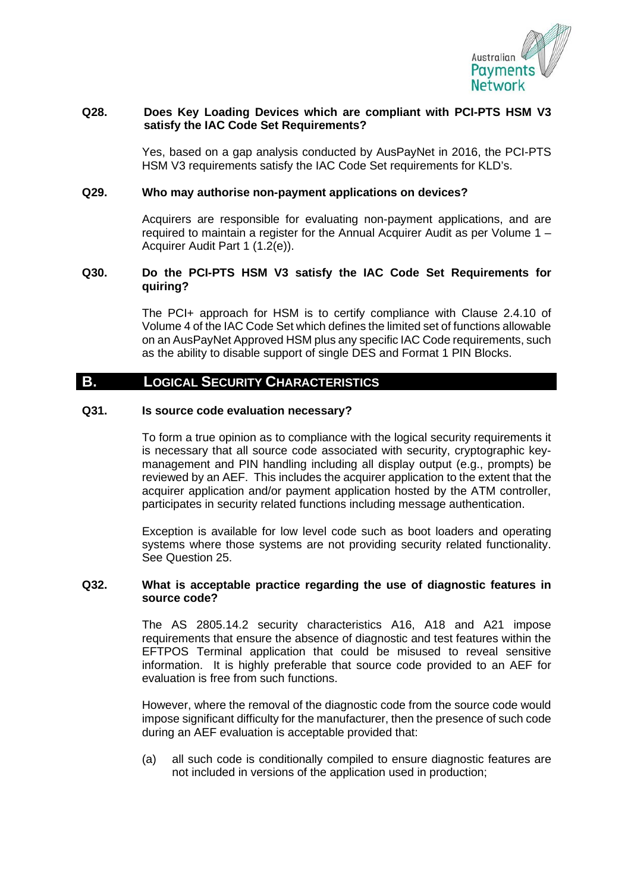**Q28. Does Key Loading Devices which are compliant with PCI-PTS HSM V3 satisfy the IAC Code Set Requirements?**

Yes, based on a gap analysis conducted by AusPayNet in 2016, the PCI-PTS HSM V3 requirements satisfy the IAC Code Set requirements for KLD's.

**Q29. Who may authorise non-payment applications on devices?**

Acquirers are responsible for evaluating non-payment applications, and are required to maintain a register for the Annual Acquirer Audit as per Volume 1 – Acquirer Audit Part 1 (1.2(e)).

**Q30. Do the PCI-PTS HSM V3 satisfy the IAC Code Set Requirements for quiring?**

The PCI+ approach for HSM is to certify compliance with Clause 2.4.10 of Volume 4 of the IAC Code Set which defines the limited set of functions allowable on an AusPayNet Approved HSM plus any specific IAC Code requirements, such as the ability to disable support of single DES and Format 1 PIN Blocks.

## B. LOGICAL SECURITY CHARACTERISTICS

**Q31. Is source code evaluation necessary?**

To form a true opinion as to compliance with the logical security requirements it is necessary that all source code associated with security, cryptographic key-management and PIN handling including all display output (e.g., prompts) be reviewed by an AEF. This includes the acquirer application to the extent that the acquirer application and/or payment application hosted by the ATM controller, participates in security related functions including message authentication.

Exception is available for low level code such as boot loaders and operating systems where those systems are not providing security related functionality. See Question 25.

**Q32. What is acceptable practice regarding the use of diagnostic features in source code?**

The AS 2805.14.2 security characteristics A16, A18 and A21 impose requirements that ensure the absence of diagnostic and test features within the EFTPOS Terminal application that could be misused to reveal sensitive information. It is highly preferable that source code provided to an AEF for evaluation is free from such functions.

However, where the removal of the diagnostic code from the source code would impose significant difficulty for the manufacturer, then the presence of such code during an AEF evaluation is acceptable provided that:

(a) all such code is conditionally compiled to ensure diagnostic features are not included in versions of the application used in production;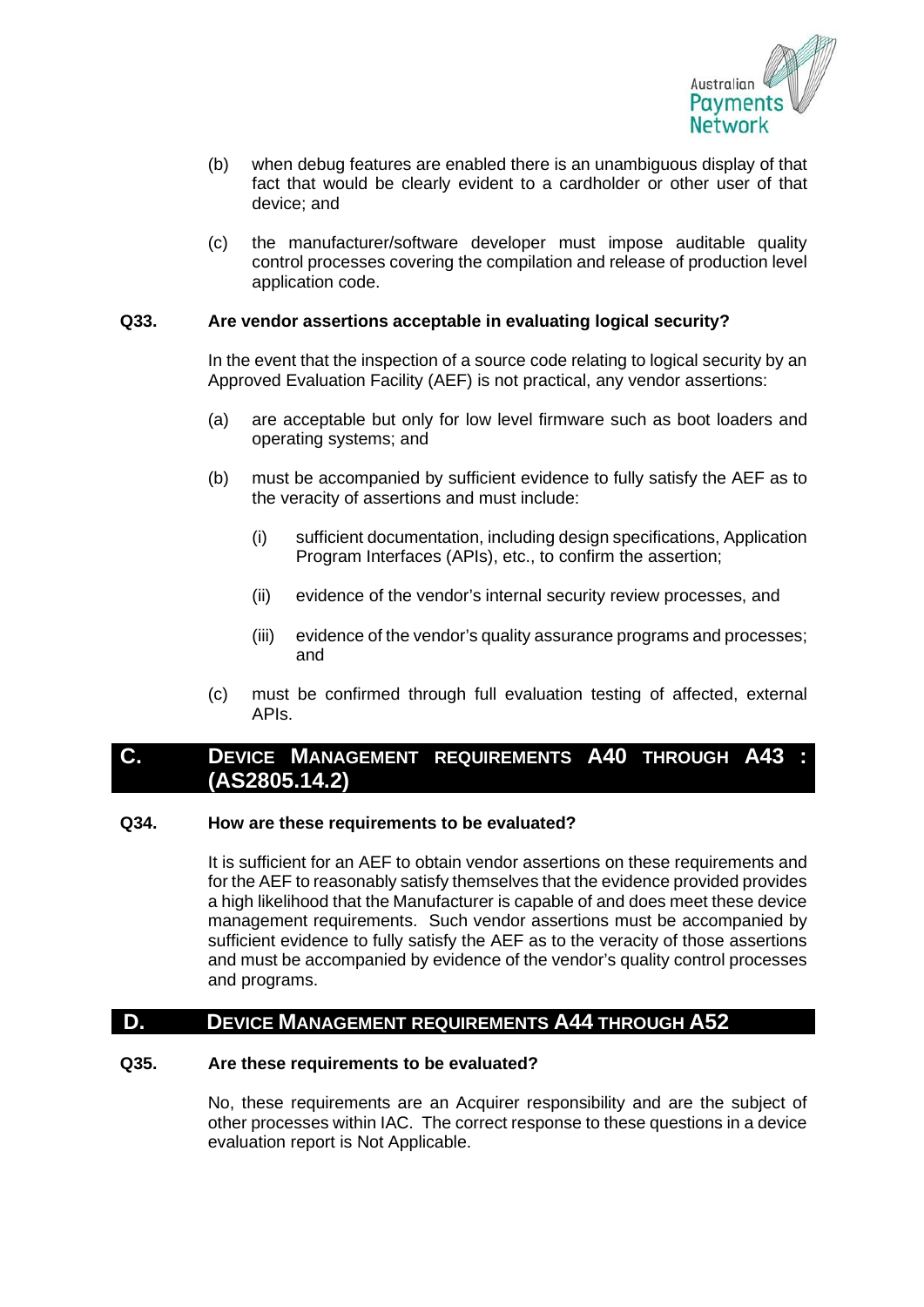(b) when debug features are enabled there is an unambiguous display of that fact that would be clearly evident to a cardholder or other user of that device; and

(c) the manufacturer/software developer must impose auditable quality control processes covering the compilation and release of production level application code.

**Q33. Are vendor assertions acceptable in evaluating logical security?**

In the event that the inspection of a source code relating to logical security by an Approved Evaluation Facility (AEF) is not practical, any vendor assertions:

(a) are acceptable but only for low level firmware such as boot loaders and operating systems; and

(b) must be accompanied by sufficient evidence to fully satisfy the AEF as to the veracity of assertions and must include:

   (i) sufficient documentation, including design specifications, Application Program Interfaces (APIs), etc., to confirm the assertion;

   (ii) evidence of the vendor's internal security review processes, and

   (iii) evidence of the vendor's quality assurance programs and processes; and

(c) must be confirmed through full evaluation testing of affected, external APIs.

## C. DEVICE MANAGEMENT REQUIREMENTS A40 THROUGH A43 : (AS2805.14.2)

**Q34. How are these requirements to be evaluated?**

It is sufficient for an AEF to obtain vendor assertions on these requirements and for the AEF to reasonably satisfy themselves that the evidence provided provides a high likelihood that the Manufacturer is capable of and does meet these device management requirements. Such vendor assertions must be accompanied by sufficient evidence to fully satisfy the AEF as to the veracity of those assertions and must be accompanied by evidence of the vendor's quality control processes and programs.

## D. DEVICE MANAGEMENT REQUIREMENTS A44 THROUGH A52

**Q35. Are these requirements to be evaluated?**

No, these requirements are an Acquirer responsibility and are the subject of other processes within IAC. The correct response to these questions in a device evaluation report is Not Applicable.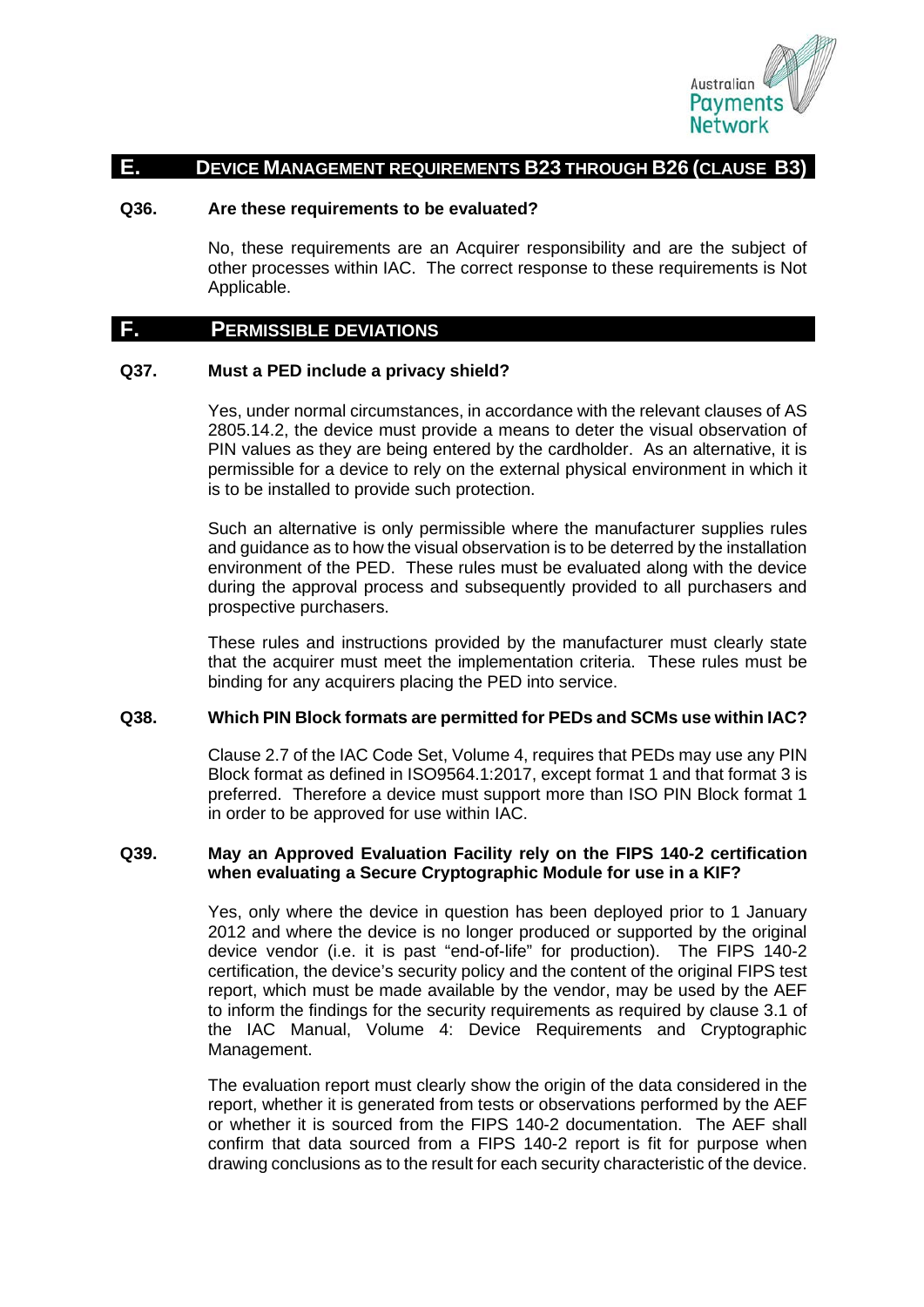## E. DEVICE MANAGEMENT REQUIREMENTS B23 THROUGH B26 (CLAUSE B3)

**Q36. Are these requirements to be evaluated?**

No, these requirements are an Acquirer responsibility and are the subject of other processes within IAC. The correct response to these requirements is Not Applicable.

## F. PERMISSIBLE DEVIATIONS

**Q37. Must a PED include a privacy shield?**

Yes, under normal circumstances, in accordance with the relevant clauses of AS 2805.14.2, the device must provide a means to deter the visual observation of PIN values as they are being entered by the cardholder. As an alternative, it is permissible for a device to rely on the external physical environment in which it is to be installed to provide such protection.

Such an alternative is only permissible where the manufacturer supplies rules and guidance as to how the visual observation is to be deterred by the installation environment of the PED. These rules must be evaluated along with the device during the approval process and subsequently provided to all purchasers and prospective purchasers.

These rules and instructions provided by the manufacturer must clearly state that the acquirer must meet the implementation criteria. These rules must be binding for any acquirers placing the PED into service.

**Q38. Which PIN Block formats are permitted for PEDs and SCMs use within IAC?**

Clause 2.7 of the IAC Code Set, Volume 4, requires that PEDs may use any PIN Block format as defined in ISO9564.1:2017, except format 1 and that format 3 is preferred. Therefore a device must support more than ISO PIN Block format 1 in order to be approved for use within IAC.

**Q39. May an Approved Evaluation Facility rely on the FIPS 140-2 certification when evaluating a Secure Cryptographic Module for use in a KIF?**

Yes, only where the device in question has been deployed prior to 1 January 2012 and where the device is no longer produced or supported by the original device vendor (i.e. it is past "end-of-life" for production). The FIPS 140-2 certification, the device's security policy and the content of the original FIPS test report, which must be made available by the vendor, may be used by the AEF to inform the findings for the security requirements as required by clause 3.1 of the IAC Manual, Volume 4: Device Requirements and Cryptographic Management.

The evaluation report must clearly show the origin of the data considered in the report, whether it is generated from tests or observations performed by the AEF or whether it is sourced from the FIPS 140-2 documentation. The AEF shall confirm that data sourced from a FIPS 140-2 report is fit for purpose when drawing conclusions as to the result for each security characteristic of the device.